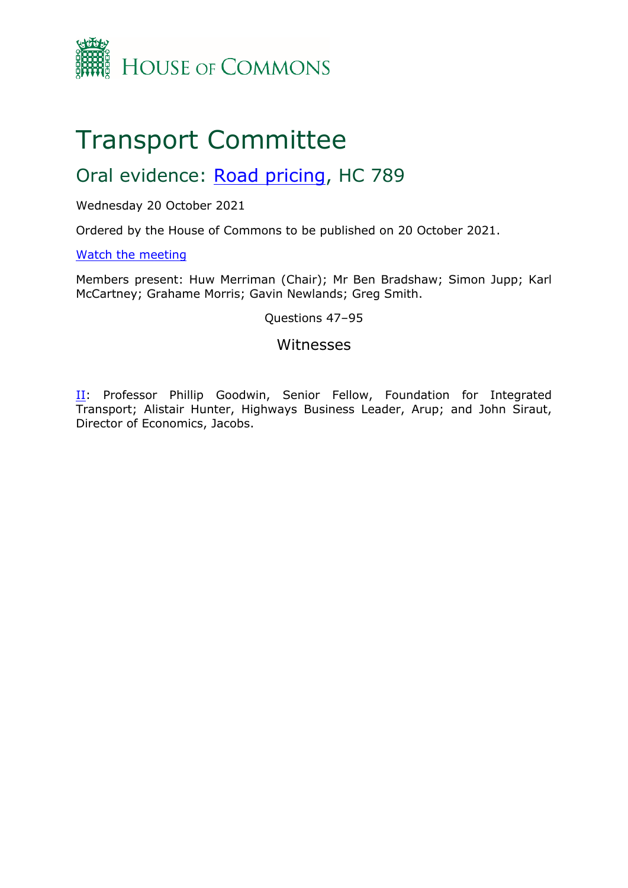HOUSE OF COMMONS

# Transport Committee

## Oral evidence: Road pricing, HC 789

Wednesday 20 October 2021

Ordered by the House of Commons to be published on 20 October 2021.

Watch the meeting

Members present: Huw Merriman (Chair); Mr Ben Bradshaw; Simon Jupp; Karl McCartney; Grahame Morris; Gavin Newlands; Greg Smith.

Questions 47–95

### Witnesses

II: Professor Phillip Goodwin, Senior Fellow, Foundation for Integrated Transport; Alistair Hunter, Highways Business Leader, Arup; and John Siraut, Director of Economics, Jacobs.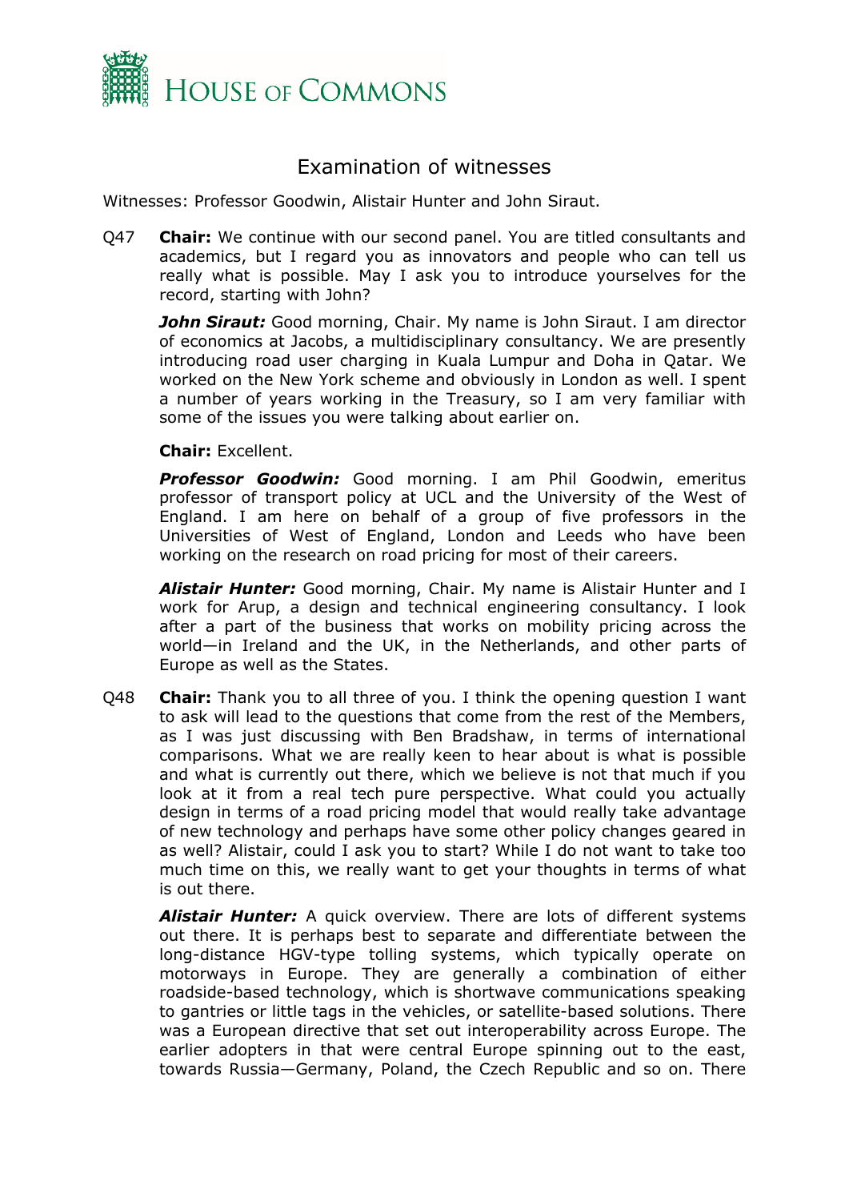# Examination of witnesses

Witnesses: Professor Goodwin, Alistair Hunter and John Siraut.

Q47 **Chair:** We continue with our second panel. You are titled consultants and academics, but I regard you as innovators and people who can tell us really what is possible. May I ask you to introduce yourselves for the record, starting with John?

***John Siraut:*** Good morning, Chair. My name is John Siraut. I am director of economics at Jacobs, a multidisciplinary consultancy. We are presently introducing road user charging in Kuala Lumpur and Doha in Qatar. We worked on the New York scheme and obviously in London as well. I spent a number of years working in the Treasury, so I am very familiar with some of the issues you were talking about earlier on.

**Chair:** Excellent.

***Professor Goodwin:*** Good morning. I am Phil Goodwin, emeritus professor of transport policy at UCL and the University of the West of England. I am here on behalf of a group of five professors in the Universities of West of England, London and Leeds who have been working on the research on road pricing for most of their careers.

***Alistair Hunter:*** Good morning, Chair. My name is Alistair Hunter and I work for Arup, a design and technical engineering consultancy. I look after a part of the business that works on mobility pricing across the world—in Ireland and the UK, in the Netherlands, and other parts of Europe as well as the States.

Q48 **Chair:** Thank you to all three of you. I think the opening question I want to ask will lead to the questions that come from the rest of the Members, as I was just discussing with Ben Bradshaw, in terms of international comparisons. What we are really keen to hear about is what is possible and what is currently out there, which we believe is not that much if you look at it from a real tech pure perspective. What could you actually design in terms of a road pricing model that would really take advantage of new technology and perhaps have some other policy changes geared in as well? Alistair, could I ask you to start? While I do not want to take too much time on this, we really want to get your thoughts in terms of what is out there.

***Alistair Hunter:*** A quick overview. There are lots of different systems out there. It is perhaps best to separate and differentiate between the long-distance HGV-type tolling systems, which typically operate on motorways in Europe. They are generally a combination of either roadside-based technology, which is shortwave communications speaking to gantries or little tags in the vehicles, or satellite-based solutions. There was a European directive that set out interoperability across Europe. The earlier adopters in that were central Europe spinning out to the east, towards Russia—Germany, Poland, the Czech Republic and so on. There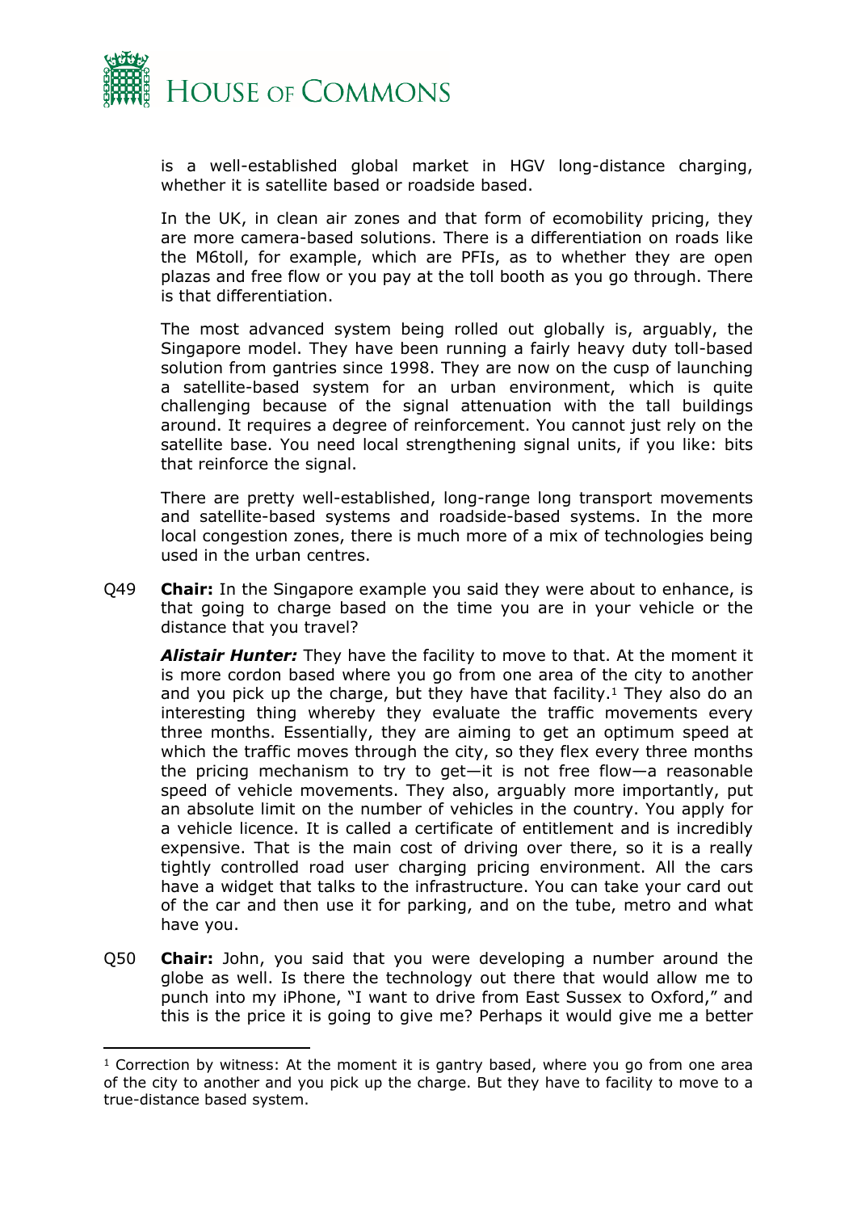is a well-established global market in HGV long-distance charging, whether it is satellite based or roadside based.

In the UK, in clean air zones and that form of ecomobility pricing, they are more camera-based solutions. There is a differentiation on roads like the M6toll, for example, which are PFIs, as to whether they are open plazas and free flow or you pay at the toll booth as you go through. There is that differentiation.

The most advanced system being rolled out globally is, arguably, the Singapore model. They have been running a fairly heavy duty toll-based solution from gantries since 1998. They are now on the cusp of launching a satellite-based system for an urban environment, which is quite challenging because of the signal attenuation with the tall buildings around. It requires a degree of reinforcement. You cannot just rely on the satellite base. You need local strengthening signal units, if you like: bits that reinforce the signal.

There are pretty well-established, long-range long transport movements and satellite-based systems and roadside-based systems. In the more local congestion zones, there is much more of a mix of technologies being used in the urban centres.

Q49 **Chair:** In the Singapore example you said they were about to enhance, is that going to charge based on the time you are in your vehicle or the distance that you travel?

***Alistair Hunter:*** They have the facility to move to that. At the moment it is more cordon based where you go from one area of the city to another and you pick up the charge, but they have that facility.[1] They also do an interesting thing whereby they evaluate the traffic movements every three months. Essentially, they are aiming to get an optimum speed at which the traffic moves through the city, so they flex every three months the pricing mechanism to try to get—it is not free flow—a reasonable speed of vehicle movements. They also, arguably more importantly, put an absolute limit on the number of vehicles in the country. You apply for a vehicle licence. It is called a certificate of entitlement and is incredibly expensive. That is the main cost of driving over there, so it is a really tightly controlled road user charging pricing environment. All the cars have a widget that talks to the infrastructure. You can take your card out of the car and then use it for parking, and on the tube, metro and what have you.

Q50 **Chair:** John, you said that you were developing a number around the globe as well. Is there the technology out there that would allow me to punch into my iPhone, "I want to drive from East Sussex to Oxford," and this is the price it is going to give me? Perhaps it would give me a better

---

[1] Correction by witness: At the moment it is gantry based, where you go from one area of the city to another and you pick up the charge. But they have to facility to move to a true-distance based system.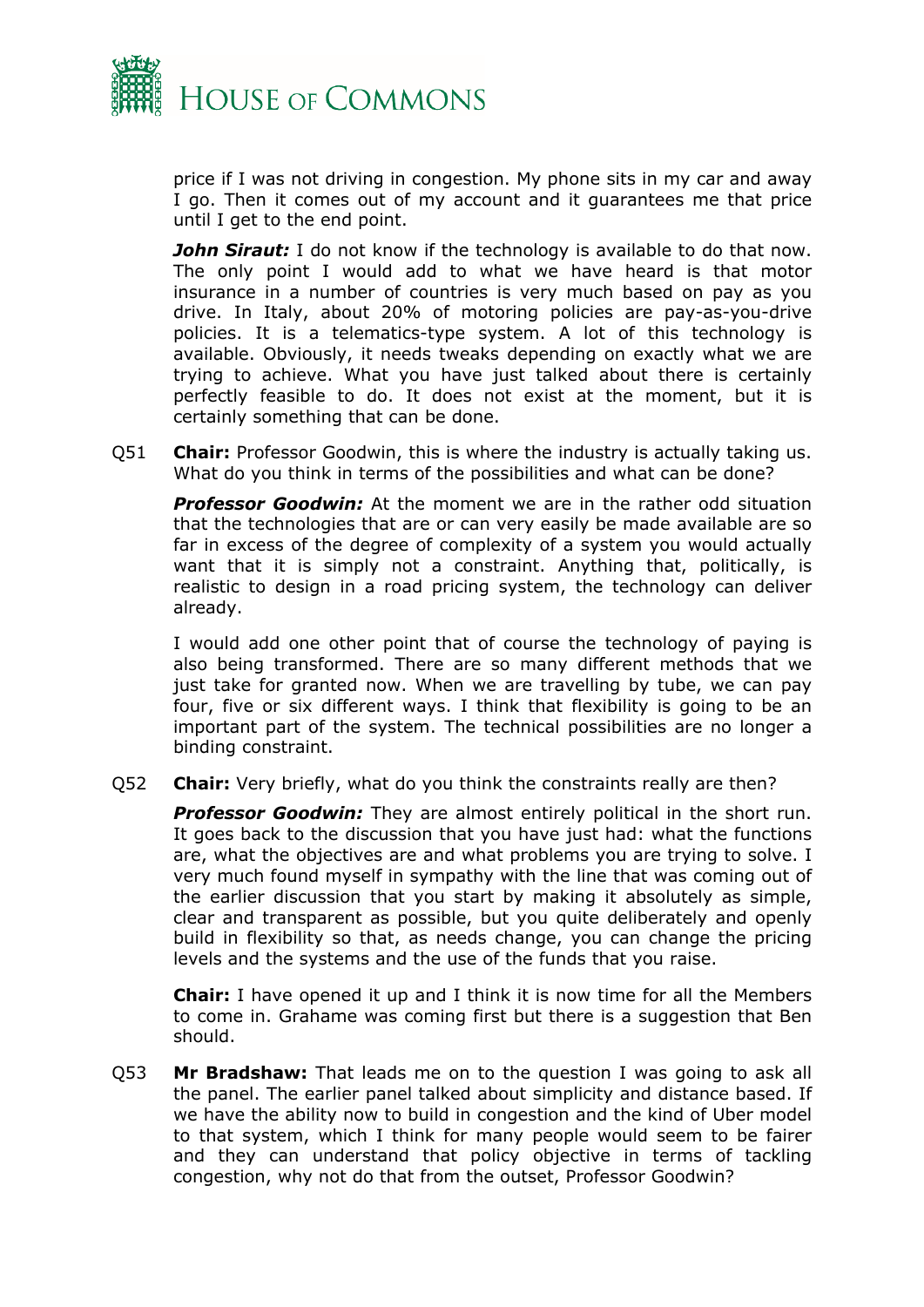price if I was not driving in congestion. My phone sits in my car and away I go. Then it comes out of my account and it guarantees me that price until I get to the end point.

***John Siraut:*** I do not know if the technology is available to do that now. The only point I would add to what we have heard is that motor insurance in a number of countries is very much based on pay as you drive. In Italy, about 20% of motoring policies are pay-as-you-drive policies. It is a telematics-type system. A lot of this technology is available. Obviously, it needs tweaks depending on exactly what we are trying to achieve. What you have just talked about there is certainly perfectly feasible to do. It does not exist at the moment, but it is certainly something that can be done.

Q51 **Chair:** Professor Goodwin, this is where the industry is actually taking us. What do you think in terms of the possibilities and what can be done?

***Professor Goodwin:*** At the moment we are in the rather odd situation that the technologies that are or can very easily be made available are so far in excess of the degree of complexity of a system you would actually want that it is simply not a constraint. Anything that, politically, is realistic to design in a road pricing system, the technology can deliver already.

I would add one other point that of course the technology of paying is also being transformed. There are so many different methods that we just take for granted now. When we are travelling by tube, we can pay four, five or six different ways. I think that flexibility is going to be an important part of the system. The technical possibilities are no longer a binding constraint.

Q52 **Chair:** Very briefly, what do you think the constraints really are then?

***Professor Goodwin:*** They are almost entirely political in the short run. It goes back to the discussion that you have just had: what the functions are, what the objectives are and what problems you are trying to solve. I very much found myself in sympathy with the line that was coming out of the earlier discussion that you start by making it absolutely as simple, clear and transparent as possible, but you quite deliberately and openly build in flexibility so that, as needs change, you can change the pricing levels and the systems and the use of the funds that you raise.

**Chair:** I have opened it up and I think it is now time for all the Members to come in. Grahame was coming first but there is a suggestion that Ben should.

Q53 **Mr Bradshaw:** That leads me on to the question I was going to ask all the panel. The earlier panel talked about simplicity and distance based. If we have the ability now to build in congestion and the kind of Uber model to that system, which I think for many people would seem to be fairer and they can understand that policy objective in terms of tackling congestion, why not do that from the outset, Professor Goodwin?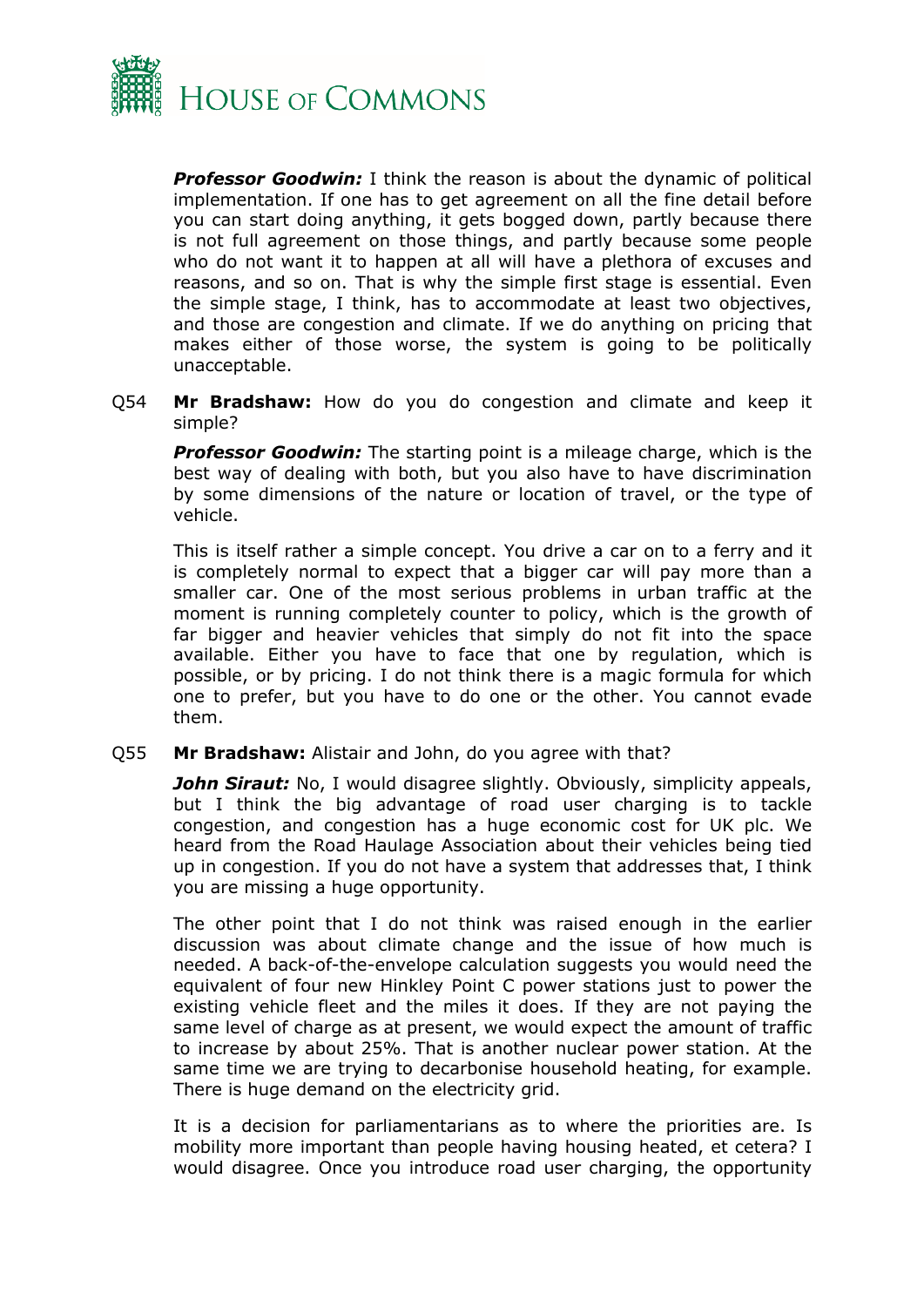***Professor Goodwin:*** I think the reason is about the dynamic of political implementation. If one has to get agreement on all the fine detail before you can start doing anything, it gets bogged down, partly because there is not full agreement on those things, and partly because some people who do not want it to happen at all will have a plethora of excuses and reasons, and so on. That is why the simple first stage is essential. Even the simple stage, I think, has to accommodate at least two objectives, and those are congestion and climate. If we do anything on pricing that makes either of those worse, the system is going to be politically unacceptable.

Q54 **Mr Bradshaw:** How do you do congestion and climate and keep it simple?

***Professor Goodwin:*** The starting point is a mileage charge, which is the best way of dealing with both, but you also have to have discrimination by some dimensions of the nature or location of travel, or the type of vehicle.

This is itself rather a simple concept. You drive a car on to a ferry and it is completely normal to expect that a bigger car will pay more than a smaller car. One of the most serious problems in urban traffic at the moment is running completely counter to policy, which is the growth of far bigger and heavier vehicles that simply do not fit into the space available. Either you have to face that one by regulation, which is possible, or by pricing. I do not think there is a magic formula for which one to prefer, but you have to do one or the other. You cannot evade them.

Q55 **Mr Bradshaw:** Alistair and John, do you agree with that?

***John Siraut:*** No, I would disagree slightly. Obviously, simplicity appeals, but I think the big advantage of road user charging is to tackle congestion, and congestion has a huge economic cost for UK plc. We heard from the Road Haulage Association about their vehicles being tied up in congestion. If you do not have a system that addresses that, I think you are missing a huge opportunity.

The other point that I do not think was raised enough in the earlier discussion was about climate change and the issue of how much is needed. A back-of-the-envelope calculation suggests you would need the equivalent of four new Hinkley Point C power stations just to power the existing vehicle fleet and the miles it does. If they are not paying the same level of charge as at present, we would expect the amount of traffic to increase by about 25%. That is another nuclear power station. At the same time we are trying to decarbonise household heating, for example. There is huge demand on the electricity grid.

It is a decision for parliamentarians as to where the priorities are. Is mobility more important than people having housing heated, et cetera? I would disagree. Once you introduce road user charging, the opportunity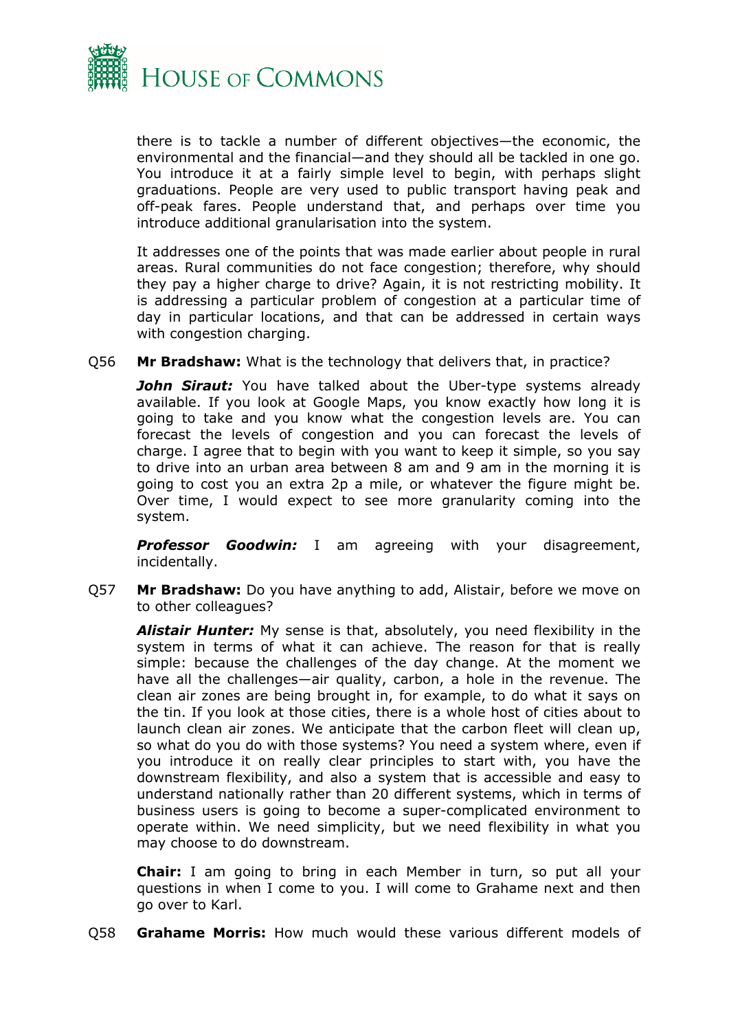there is to tackle a number of different objectives—the economic, the environmental and the financial—and they should all be tackled in one go. You introduce it at a fairly simple level to begin, with perhaps slight graduations. People are very used to public transport having peak and off-peak fares. People understand that, and perhaps over time you introduce additional granularisation into the system.

It addresses one of the points that was made earlier about people in rural areas. Rural communities do not face congestion; therefore, why should they pay a higher charge to drive? Again, it is not restricting mobility. It is addressing a particular problem of congestion at a particular time of day in particular locations, and that can be addressed in certain ways with congestion charging.

Q56 **Mr Bradshaw:** What is the technology that delivers that, in practice?

***John Siraut:*** You have talked about the Uber-type systems already available. If you look at Google Maps, you know exactly how long it is going to take and you know what the congestion levels are. You can forecast the levels of congestion and you can forecast the levels of charge. I agree that to begin with you want to keep it simple, so you say to drive into an urban area between 8 am and 9 am in the morning it is going to cost you an extra 2p a mile, or whatever the figure might be. Over time, I would expect to see more granularity coming into the system.

***Professor Goodwin:*** I am agreeing with your disagreement, incidentally.

Q57 **Mr Bradshaw:** Do you have anything to add, Alistair, before we move on to other colleagues?

***Alistair Hunter:*** My sense is that, absolutely, you need flexibility in the system in terms of what it can achieve. The reason for that is really simple: because the challenges of the day change. At the moment we have all the challenges—air quality, carbon, a hole in the revenue. The clean air zones are being brought in, for example, to do what it says on the tin. If you look at those cities, there is a whole host of cities about to launch clean air zones. We anticipate that the carbon fleet will clean up, so what do you do with those systems? You need a system where, even if you introduce it on really clear principles to start with, you have the downstream flexibility, and also a system that is accessible and easy to understand nationally rather than 20 different systems, which in terms of business users is going to become a super-complicated environment to operate within. We need simplicity, but we need flexibility in what you may choose to do downstream.

**Chair:** I am going to bring in each Member in turn, so put all your questions in when I come to you. I will come to Grahame next and then go over to Karl.

Q58 **Grahame Morris:** How much would these various different models of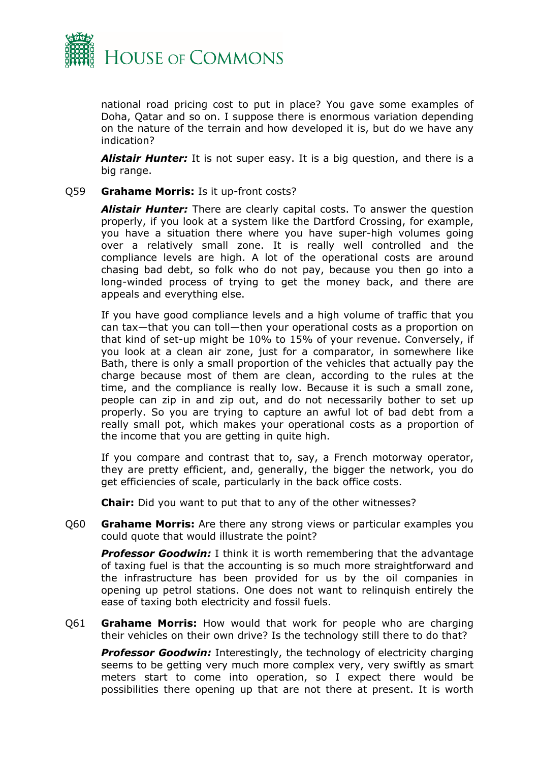national road pricing cost to put in place? You gave some examples of Doha, Qatar and so on. I suppose there is enormous variation depending on the nature of the terrain and how developed it is, but do we have any indication?

***Alistair Hunter:*** It is not super easy. It is a big question, and there is a big range.

Q59 **Grahame Morris:** Is it up-front costs?

***Alistair Hunter:*** There are clearly capital costs. To answer the question properly, if you look at a system like the Dartford Crossing, for example, you have a situation there where you have super-high volumes going over a relatively small zone. It is really well controlled and the compliance levels are high. A lot of the operational costs are around chasing bad debt, so folk who do not pay, because you then go into a long-winded process of trying to get the money back, and there are appeals and everything else.

If you have good compliance levels and a high volume of traffic that you can tax—that you can toll—then your operational costs as a proportion on that kind of set-up might be 10% to 15% of your revenue. Conversely, if you look at a clean air zone, just for a comparator, in somewhere like Bath, there is only a small proportion of the vehicles that actually pay the charge because most of them are clean, according to the rules at the time, and the compliance is really low. Because it is such a small zone, people can zip in and zip out, and do not necessarily bother to set up properly. So you are trying to capture an awful lot of bad debt from a really small pot, which makes your operational costs as a proportion of the income that you are getting in quite high.

If you compare and contrast that to, say, a French motorway operator, they are pretty efficient, and, generally, the bigger the network, you do get efficiencies of scale, particularly in the back office costs.

**Chair:** Did you want to put that to any of the other witnesses?

Q60 **Grahame Morris:** Are there any strong views or particular examples you could quote that would illustrate the point?

***Professor Goodwin:*** I think it is worth remembering that the advantage of taxing fuel is that the accounting is so much more straightforward and the infrastructure has been provided for us by the oil companies in opening up petrol stations. One does not want to relinquish entirely the ease of taxing both electricity and fossil fuels.

Q61 **Grahame Morris:** How would that work for people who are charging their vehicles on their own drive? Is the technology still there to do that?

***Professor Goodwin:*** Interestingly, the technology of electricity charging seems to be getting very much more complex very, very swiftly as smart meters start to come into operation, so I expect there would be possibilities there opening up that are not there at present. It is worth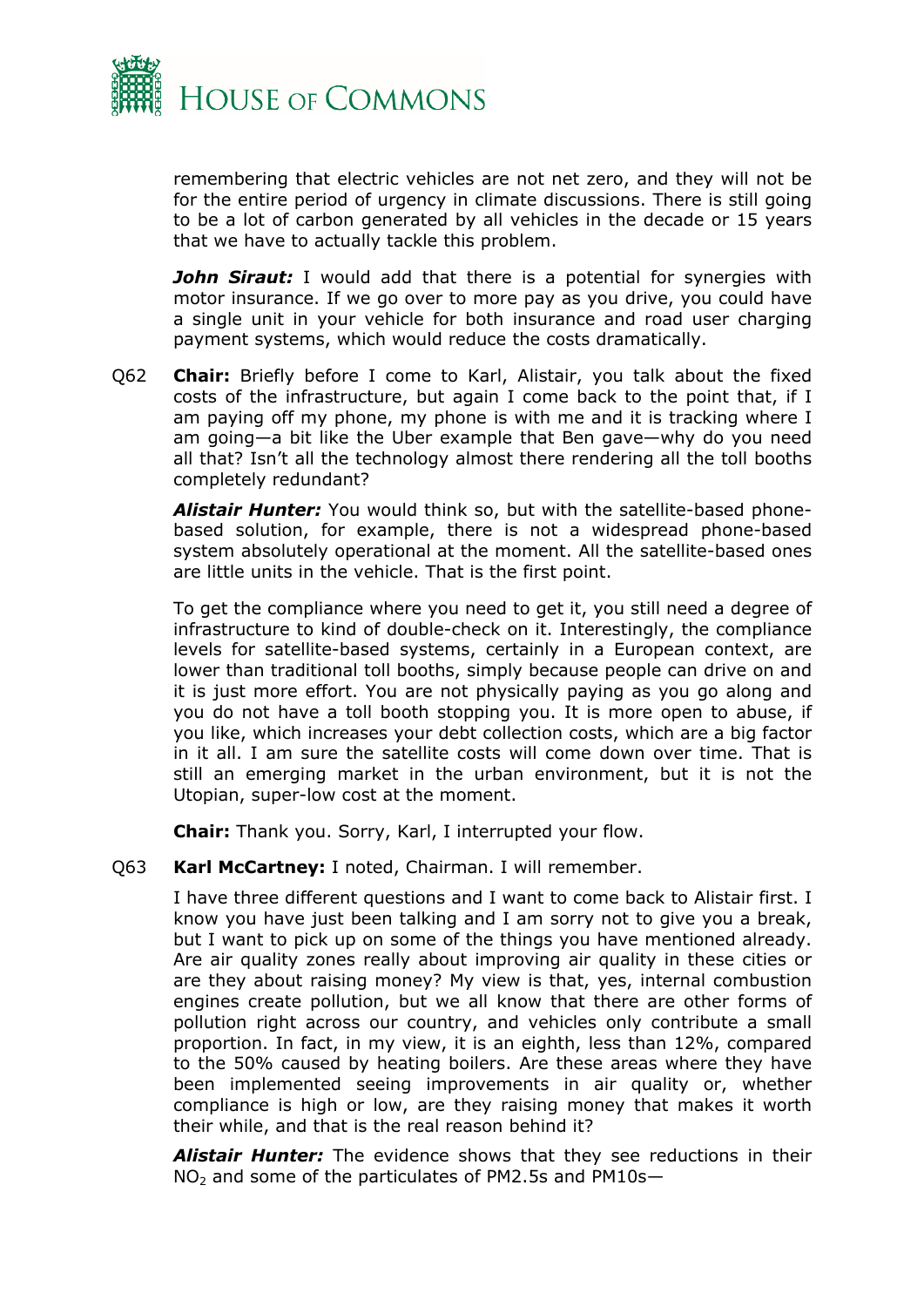remembering that electric vehicles are not net zero, and they will not be for the entire period of urgency in climate discussions. There is still going to be a lot of carbon generated by all vehicles in the decade or 15 years that we have to actually tackle this problem.

***John Siraut:*** I would add that there is a potential for synergies with motor insurance. If we go over to more pay as you drive, you could have a single unit in your vehicle for both insurance and road user charging payment systems, which would reduce the costs dramatically.

Q62 **Chair:** Briefly before I come to Karl, Alistair, you talk about the fixed costs of the infrastructure, but again I come back to the point that, if I am paying off my phone, my phone is with me and it is tracking where I am going—a bit like the Uber example that Ben gave—why do you need all that? Isn't all the technology almost there rendering all the toll booths completely redundant?

***Alistair Hunter:*** You would think so, but with the satellite-based phone-based solution, for example, there is not a widespread phone-based system absolutely operational at the moment. All the satellite-based ones are little units in the vehicle. That is the first point.

To get the compliance where you need to get it, you still need a degree of infrastructure to kind of double-check on it. Interestingly, the compliance levels for satellite-based systems, certainly in a European context, are lower than traditional toll booths, simply because people can drive on and it is just more effort. You are not physically paying as you go along and you do not have a toll booth stopping you. It is more open to abuse, if you like, which increases your debt collection costs, which are a big factor in it all. I am sure the satellite costs will come down over time. That is still an emerging market in the urban environment, but it is not the Utopian, super-low cost at the moment.

**Chair:** Thank you. Sorry, Karl, I interrupted your flow.

Q63 **Karl McCartney:** I noted, Chairman. I will remember.

I have three different questions and I want to come back to Alistair first. I know you have just been talking and I am sorry not to give you a break, but I want to pick up on some of the things you have mentioned already. Are air quality zones really about improving air quality in these cities or are they about raising money? My view is that, yes, internal combustion engines create pollution, but we all know that there are other forms of pollution right across our country, and vehicles only contribute a small proportion. In fact, in my view, it is an eighth, less than 12%, compared to the 50% caused by heating boilers. Are these areas where they have been implemented seeing improvements in air quality or, whether compliance is high or low, are they raising money that makes it worth their while, and that is the real reason behind it?

***Alistair Hunter:*** The evidence shows that they see reductions in their $NO_2$ and some of the particulates of PM2.5s and PM10s—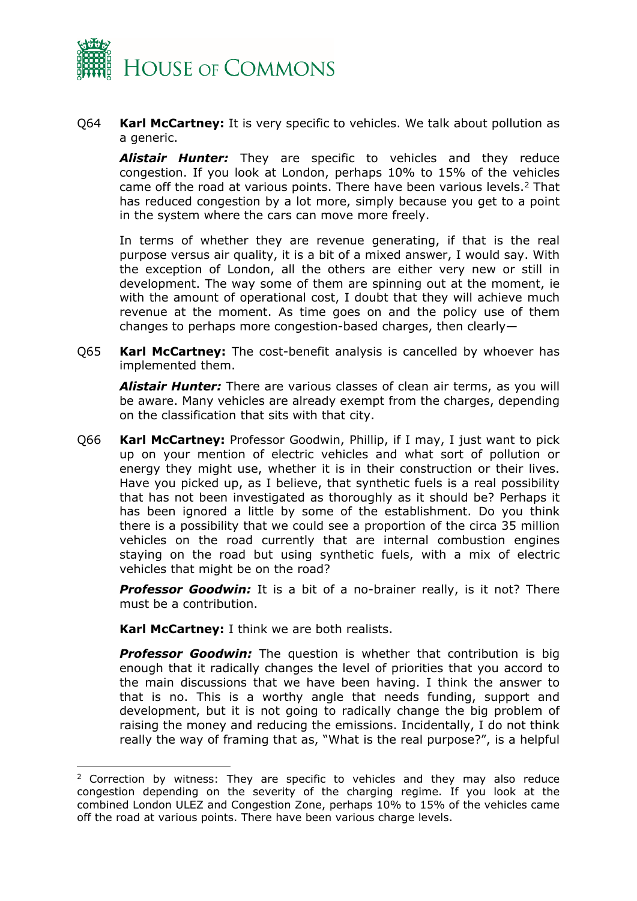Q64 **Karl McCartney:** It is very specific to vehicles. We talk about pollution as a generic.

***Alistair Hunter:*** They are specific to vehicles and they reduce congestion. If you look at London, perhaps 10% to 15% of the vehicles came off the road at various points. There have been various levels.[2] That has reduced congestion by a lot more, simply because you get to a point in the system where the cars can move more freely.

In terms of whether they are revenue generating, if that is the real purpose versus air quality, it is a bit of a mixed answer, I would say. With the exception of London, all the others are either very new or still in development. The way some of them are spinning out at the moment, ie with the amount of operational cost, I doubt that they will achieve much revenue at the moment. As time goes on and the policy use of them changes to perhaps more congestion-based charges, then clearly—

Q65 **Karl McCartney:** The cost-benefit analysis is cancelled by whoever has implemented them.

***Alistair Hunter:*** There are various classes of clean air terms, as you will be aware. Many vehicles are already exempt from the charges, depending on the classification that sits with that city.

Q66 **Karl McCartney:** Professor Goodwin, Phillip, if I may, I just want to pick up on your mention of electric vehicles and what sort of pollution or energy they might use, whether it is in their construction or their lives. Have you picked up, as I believe, that synthetic fuels is a real possibility that has not been investigated as thoroughly as it should be? Perhaps it has been ignored a little by some of the establishment. Do you think there is a possibility that we could see a proportion of the circa 35 million vehicles on the road currently that are internal combustion engines staying on the road but using synthetic fuels, with a mix of electric vehicles that might be on the road?

***Professor Goodwin:*** It is a bit of a no-brainer really, is it not? There must be a contribution.

**Karl McCartney:** I think we are both realists.

***Professor Goodwin:*** The question is whether that contribution is big enough that it radically changes the level of priorities that you accord to the main discussions that we have been having. I think the answer to that is no. This is a worthy angle that needs funding, support and development, but it is not going to radically change the big problem of raising the money and reducing the emissions. Incidentally, I do not think really the way of framing that as, "What is the real purpose?", is a helpful

---

[2] Correction by witness: They are specific to vehicles and they may also reduce congestion depending on the severity of the charging regime. If you look at the combined London ULEZ and Congestion Zone, perhaps 10% to 15% of the vehicles came off the road at various points. There have been various charge levels.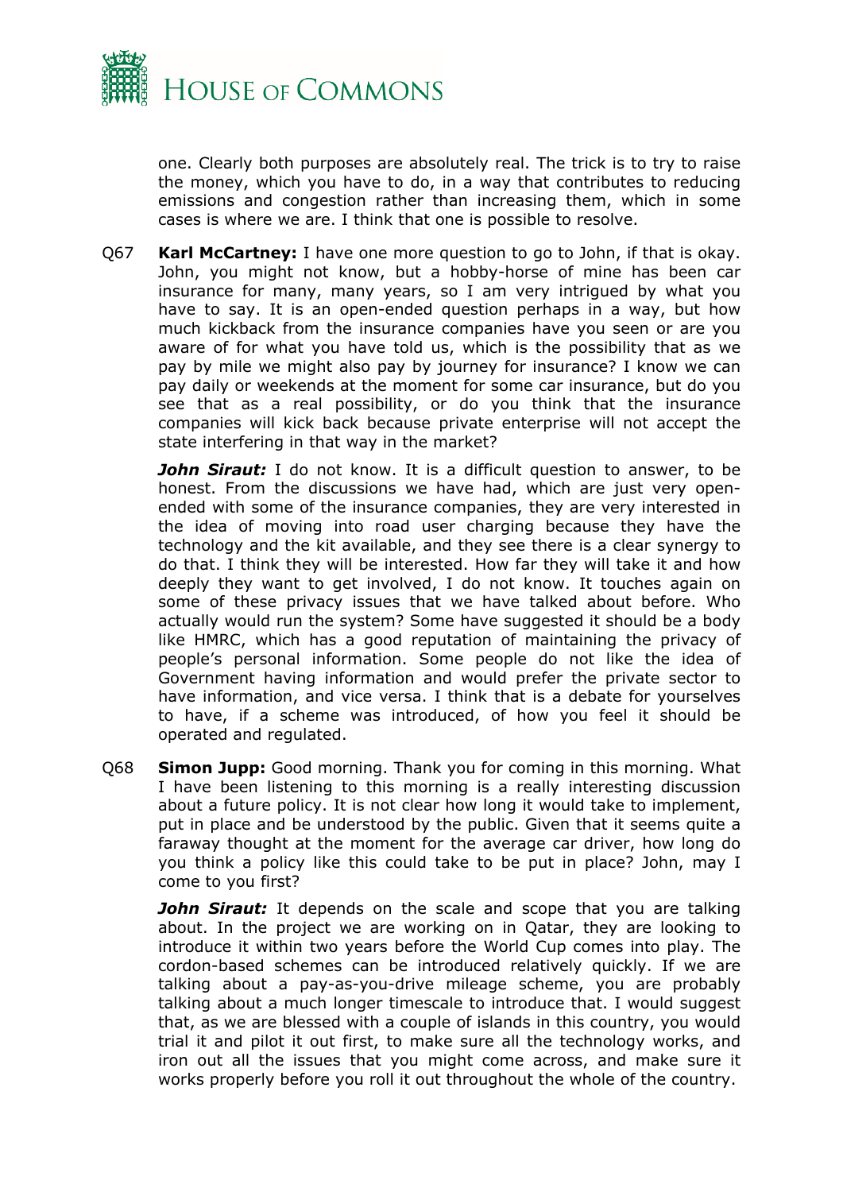one. Clearly both purposes are absolutely real. The trick is to try to raise the money, which you have to do, in a way that contributes to reducing emissions and congestion rather than increasing them, which in some cases is where we are. I think that one is possible to resolve.

Q67 **Karl McCartney:** I have one more question to go to John, if that is okay. John, you might not know, but a hobby-horse of mine has been car insurance for many, many years, so I am very intrigued by what you have to say. It is an open-ended question perhaps in a way, but how much kickback from the insurance companies have you seen or are you aware of for what you have told us, which is the possibility that as we pay by mile we might also pay by journey for insurance? I know we can pay daily or weekends at the moment for some car insurance, but do you see that as a real possibility, or do you think that the insurance companies will kick back because private enterprise will not accept the state interfering in that way in the market?

***John Siraut:*** I do not know. It is a difficult question to answer, to be honest. From the discussions we have had, which are just very open-ended with some of the insurance companies, they are very interested in the idea of moving into road user charging because they have the technology and the kit available, and they see there is a clear synergy to do that. I think they will be interested. How far they will take it and how deeply they want to get involved, I do not know. It touches again on some of these privacy issues that we have talked about before. Who actually would run the system? Some have suggested it should be a body like HMRC, which has a good reputation of maintaining the privacy of people's personal information. Some people do not like the idea of Government having information and would prefer the private sector to have information, and vice versa. I think that is a debate for yourselves to have, if a scheme was introduced, of how you feel it should be operated and regulated.

Q68 **Simon Jupp:** Good morning. Thank you for coming in this morning. What I have been listening to this morning is a really interesting discussion about a future policy. It is not clear how long it would take to implement, put in place and be understood by the public. Given that it seems quite a faraway thought at the moment for the average car driver, how long do you think a policy like this could take to be put in place? John, may I come to you first?

***John Siraut:*** It depends on the scale and scope that you are talking about. In the project we are working on in Qatar, they are looking to introduce it within two years before the World Cup comes into play. The cordon-based schemes can be introduced relatively quickly. If we are talking about a pay-as-you-drive mileage scheme, you are probably talking about a much longer timescale to introduce that. I would suggest that, as we are blessed with a couple of islands in this country, you would trial it and pilot it out first, to make sure all the technology works, and iron out all the issues that you might come across, and make sure it works properly before you roll it out throughout the whole of the country.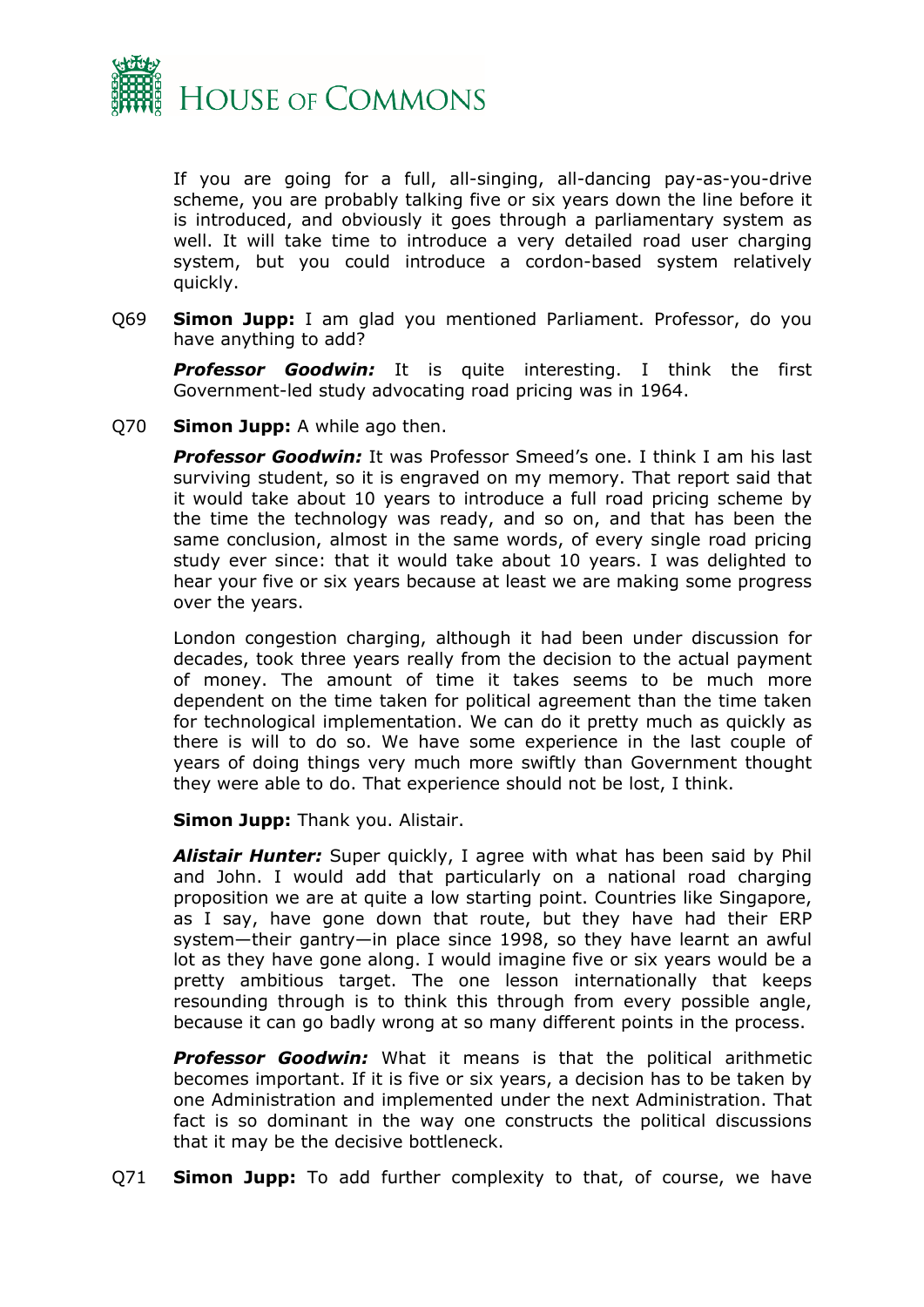If you are going for a full, all-singing, all-dancing pay-as-you-drive scheme, you are probably talking five or six years down the line before it is introduced, and obviously it goes through a parliamentary system as well. It will take time to introduce a very detailed road user charging system, but you could introduce a cordon-based system relatively quickly.

Q69 **Simon Jupp:** I am glad you mentioned Parliament. Professor, do you have anything to add?

***Professor Goodwin:*** It is quite interesting. I think the first Government-led study advocating road pricing was in 1964.

Q70 **Simon Jupp:** A while ago then.

***Professor Goodwin:*** It was Professor Smeed's one. I think I am his last surviving student, so it is engraved on my memory. That report said that it would take about 10 years to introduce a full road pricing scheme by the time the technology was ready, and so on, and that has been the same conclusion, almost in the same words, of every single road pricing study ever since: that it would take about 10 years. I was delighted to hear your five or six years because at least we are making some progress over the years.

London congestion charging, although it had been under discussion for decades, took three years really from the decision to the actual payment of money. The amount of time it takes seems to be much more dependent on the time taken for political agreement than the time taken for technological implementation. We can do it pretty much as quickly as there is will to do so. We have some experience in the last couple of years of doing things very much more swiftly than Government thought they were able to do. That experience should not be lost, I think.

**Simon Jupp:** Thank you. Alistair.

***Alistair Hunter:*** Super quickly, I agree with what has been said by Phil and John. I would add that particularly on a national road charging proposition we are at quite a low starting point. Countries like Singapore, as I say, have gone down that route, but they have had their ERP system—their gantry—in place since 1998, so they have learnt an awful lot as they have gone along. I would imagine five or six years would be a pretty ambitious target. The one lesson internationally that keeps resounding through is to think this through from every possible angle, because it can go badly wrong at so many different points in the process.

***Professor Goodwin:*** What it means is that the political arithmetic becomes important. If it is five or six years, a decision has to be taken by one Administration and implemented under the next Administration. That fact is so dominant in the way one constructs the political discussions that it may be the decisive bottleneck.

Q71 **Simon Jupp:** To add further complexity to that, of course, we have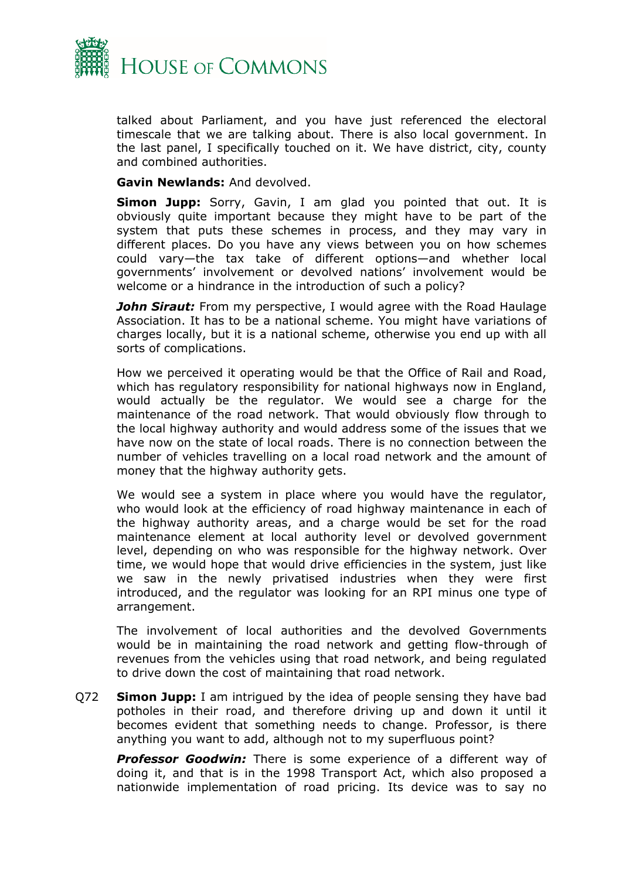talked about Parliament, and you have just referenced the electoral timescale that we are talking about. There is also local government. In the last panel, I specifically touched on it. We have district, city, county and combined authorities.

**Gavin Newlands:** And devolved.

**Simon Jupp:** Sorry, Gavin, I am glad you pointed that out. It is obviously quite important because they might have to be part of the system that puts these schemes in process, and they may vary in different places. Do you have any views between you on how schemes could vary—the tax take of different options—and whether local governments' involvement or devolved nations' involvement would be welcome or a hindrance in the introduction of such a policy?

***John Siraut:*** From my perspective, I would agree with the Road Haulage Association. It has to be a national scheme. You might have variations of charges locally, but it is a national scheme, otherwise you end up with all sorts of complications.

How we perceived it operating would be that the Office of Rail and Road, which has regulatory responsibility for national highways now in England, would actually be the regulator. We would see a charge for the maintenance of the road network. That would obviously flow through to the local highway authority and would address some of the issues that we have now on the state of local roads. There is no connection between the number of vehicles travelling on a local road network and the amount of money that the highway authority gets.

We would see a system in place where you would have the regulator, who would look at the efficiency of road highway maintenance in each of the highway authority areas, and a charge would be set for the road maintenance element at local authority level or devolved government level, depending on who was responsible for the highway network. Over time, we would hope that would drive efficiencies in the system, just like we saw in the newly privatised industries when they were first introduced, and the regulator was looking for an RPI minus one type of arrangement.

The involvement of local authorities and the devolved Governments would be in maintaining the road network and getting flow-through of revenues from the vehicles using that road network, and being regulated to drive down the cost of maintaining that road network.

Q72 **Simon Jupp:** I am intrigued by the idea of people sensing they have bad potholes in their road, and therefore driving up and down it until it becomes evident that something needs to change. Professor, is there anything you want to add, although not to my superfluous point?

***Professor Goodwin:*** There is some experience of a different way of doing it, and that is in the 1998 Transport Act, which also proposed a nationwide implementation of road pricing. Its device was to say no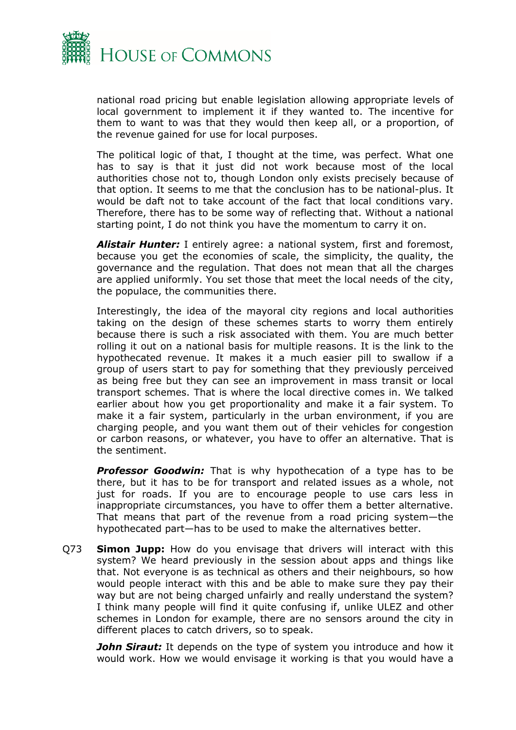national road pricing but enable legislation allowing appropriate levels of local government to implement it if they wanted to. The incentive for them to want to was that they would then keep all, or a proportion, of the revenue gained for use for local purposes.

The political logic of that, I thought at the time, was perfect. What one has to say is that it just did not work because most of the local authorities chose not to, though London only exists precisely because of that option. It seems to me that the conclusion has to be national-plus. It would be daft not to take account of the fact that local conditions vary. Therefore, there has to be some way of reflecting that. Without a national starting point, I do not think you have the momentum to carry it on.

***Alistair Hunter:*** I entirely agree: a national system, first and foremost, because you get the economies of scale, the simplicity, the quality, the governance and the regulation. That does not mean that all the charges are applied uniformly. You set those that meet the local needs of the city, the populace, the communities there.

Interestingly, the idea of the mayoral city regions and local authorities taking on the design of these schemes starts to worry them entirely because there is such a risk associated with them. You are much better rolling it out on a national basis for multiple reasons. It is the link to the hypothecated revenue. It makes it a much easier pill to swallow if a group of users start to pay for something that they previously perceived as being free but they can see an improvement in mass transit or local transport schemes. That is where the local directive comes in. We talked earlier about how you get proportionality and make it a fair system. To make it a fair system, particularly in the urban environment, if you are charging people, and you want them out of their vehicles for congestion or carbon reasons, or whatever, you have to offer an alternative. That is the sentiment.

***Professor Goodwin:*** That is why hypothecation of a type has to be there, but it has to be for transport and related issues as a whole, not just for roads. If you are to encourage people to use cars less in inappropriate circumstances, you have to offer them a better alternative. That means that part of the revenue from a road pricing system—the hypothecated part—has to be used to make the alternatives better.

Q73 **Simon Jupp:** How do you envisage that drivers will interact with this system? We heard previously in the session about apps and things like that. Not everyone is as technical as others and their neighbours, so how would people interact with this and be able to make sure they pay their way but are not being charged unfairly and really understand the system? I think many people will find it quite confusing if, unlike ULEZ and other schemes in London for example, there are no sensors around the city in different places to catch drivers, so to speak.

***John Siraut:*** It depends on the type of system you introduce and how it would work. How we would envisage it working is that you would have a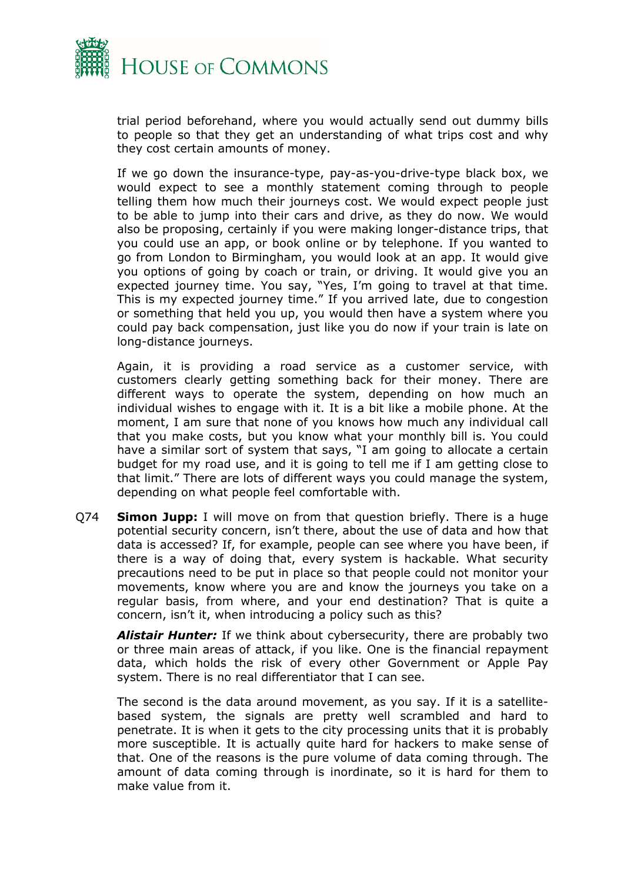trial period beforehand, where you would actually send out dummy bills to people so that they get an understanding of what trips cost and why they cost certain amounts of money.

If we go down the insurance-type, pay-as-you-drive-type black box, we would expect to see a monthly statement coming through to people telling them how much their journeys cost. We would expect people just to be able to jump into their cars and drive, as they do now. We would also be proposing, certainly if you were making longer-distance trips, that you could use an app, or book online or by telephone. If you wanted to go from London to Birmingham, you would look at an app. It would give you options of going by coach or train, or driving. It would give you an expected journey time. You say, "Yes, I'm going to travel at that time. This is my expected journey time." If you arrived late, due to congestion or something that held you up, you would then have a system where you could pay back compensation, just like you do now if your train is late on long-distance journeys.

Again, it is providing a road service as a customer service, with customers clearly getting something back for their money. There are different ways to operate the system, depending on how much an individual wishes to engage with it. It is a bit like a mobile phone. At the moment, I am sure that none of you knows how much any individual call that you make costs, but you know what your monthly bill is. You could have a similar sort of system that says, "I am going to allocate a certain budget for my road use, and it is going to tell me if I am getting close to that limit." There are lots of different ways you could manage the system, depending on what people feel comfortable with.

Q74 **Simon Jupp:** I will move on from that question briefly. There is a huge potential security concern, isn't there, about the use of data and how that data is accessed? If, for example, people can see where you have been, if there is a way of doing that, every system is hackable. What security precautions need to be put in place so that people could not monitor your movements, know where you are and know the journeys you take on a regular basis, from where, and your end destination? That is quite a concern, isn't it, when introducing a policy such as this?

***Alistair Hunter:*** If we think about cybersecurity, there are probably two or three main areas of attack, if you like. One is the financial repayment data, which holds the risk of every other Government or Apple Pay system. There is no real differentiator that I can see.

The second is the data around movement, as you say. If it is a satellite-based system, the signals are pretty well scrambled and hard to penetrate. It is when it gets to the city processing units that it is probably more susceptible. It is actually quite hard for hackers to make sense of that. One of the reasons is the pure volume of data coming through. The amount of data coming through is inordinate, so it is hard for them to make value from it.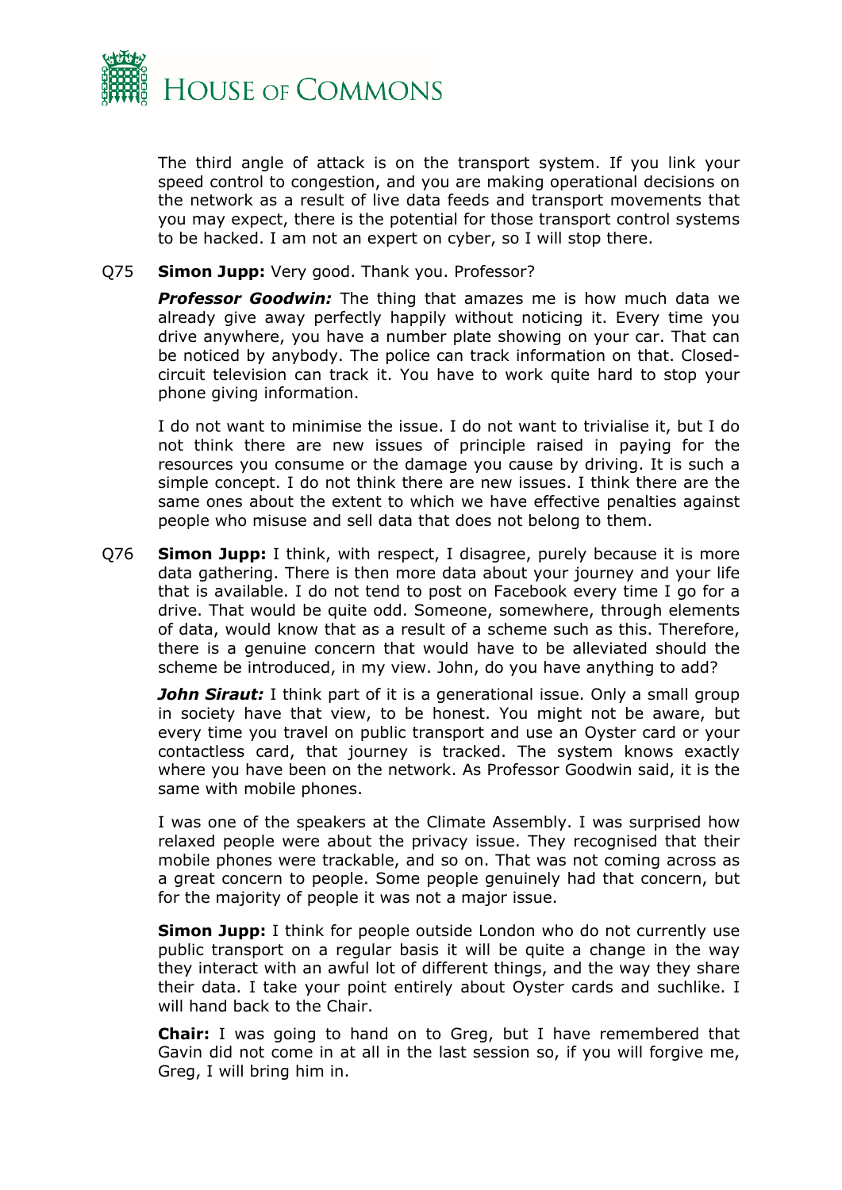The third angle of attack is on the transport system. If you link your speed control to congestion, and you are making operational decisions on the network as a result of live data feeds and transport movements that you may expect, there is the potential for those transport control systems to be hacked. I am not an expert on cyber, so I will stop there.

Q75 **Simon Jupp:** Very good. Thank you. Professor?

***Professor Goodwin:*** The thing that amazes me is how much data we already give away perfectly happily without noticing it. Every time you drive anywhere, you have a number plate showing on your car. That can be noticed by anybody. The police can track information on that. Closed-circuit television can track it. You have to work quite hard to stop your phone giving information.

I do not want to minimise the issue. I do not want to trivialise it, but I do not think there are new issues of principle raised in paying for the resources you consume or the damage you cause by driving. It is such a simple concept. I do not think there are new issues. I think there are the same ones about the extent to which we have effective penalties against people who misuse and sell data that does not belong to them.

Q76 **Simon Jupp:** I think, with respect, I disagree, purely because it is more data gathering. There is then more data about your journey and your life that is available. I do not tend to post on Facebook every time I go for a drive. That would be quite odd. Someone, somewhere, through elements of data, would know that as a result of a scheme such as this. Therefore, there is a genuine concern that would have to be alleviated should the scheme be introduced, in my view. John, do you have anything to add?

***John Siraut:*** I think part of it is a generational issue. Only a small group in society have that view, to be honest. You might not be aware, but every time you travel on public transport and use an Oyster card or your contactless card, that journey is tracked. The system knows exactly where you have been on the network. As Professor Goodwin said, it is the same with mobile phones.

I was one of the speakers at the Climate Assembly. I was surprised how relaxed people were about the privacy issue. They recognised that their mobile phones were trackable, and so on. That was not coming across as a great concern to people. Some people genuinely had that concern, but for the majority of people it was not a major issue.

**Simon Jupp:** I think for people outside London who do not currently use public transport on a regular basis it will be quite a change in the way they interact with an awful lot of different things, and the way they share their data. I take your point entirely about Oyster cards and suchlike. I will hand back to the Chair.

**Chair:** I was going to hand on to Greg, but I have remembered that Gavin did not come in at all in the last session so, if you will forgive me, Greg, I will bring him in.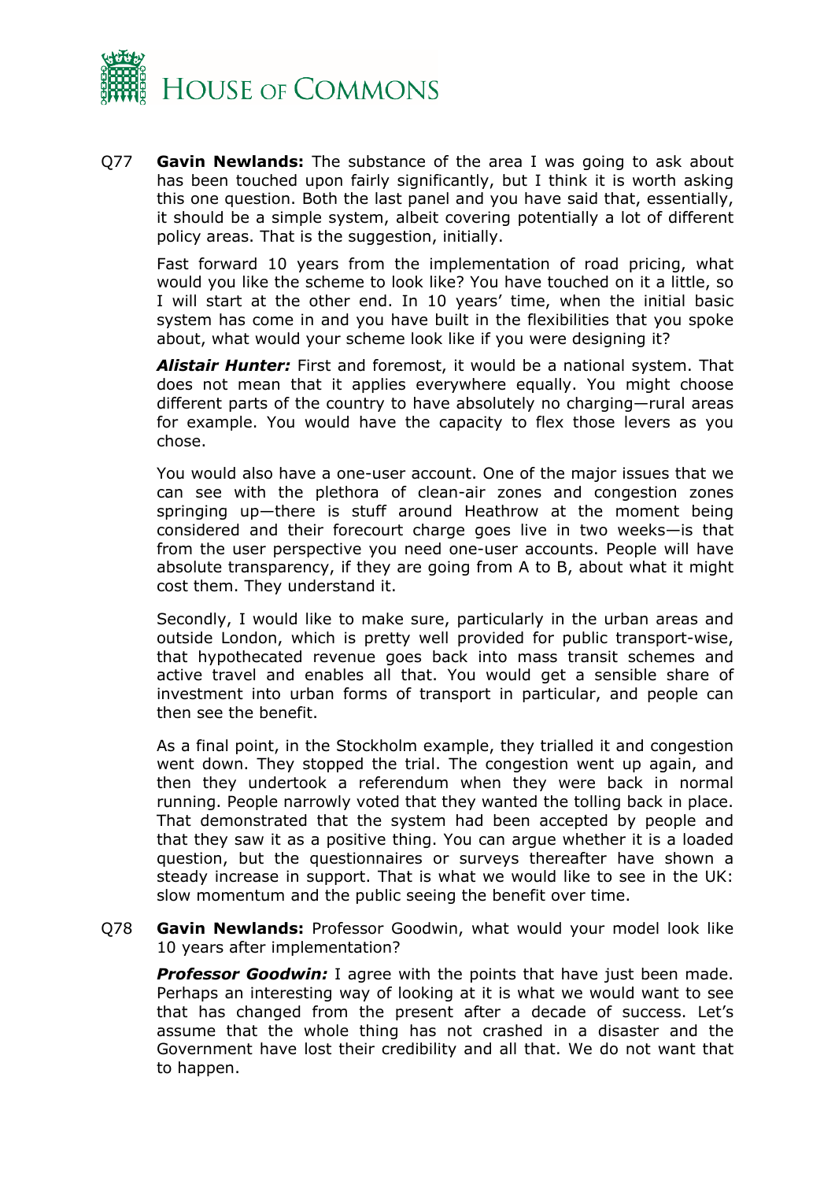Q77 **Gavin Newlands:** The substance of the area I was going to ask about has been touched upon fairly significantly, but I think it is worth asking this one question. Both the last panel and you have said that, essentially, it should be a simple system, albeit covering potentially a lot of different policy areas. That is the suggestion, initially.

Fast forward 10 years from the implementation of road pricing, what would you like the scheme to look like? You have touched on it a little, so I will start at the other end. In 10 years' time, when the initial basic system has come in and you have built in the flexibilities that you spoke about, what would your scheme look like if you were designing it?

***Alistair Hunter:*** First and foremost, it would be a national system. That does not mean that it applies everywhere equally. You might choose different parts of the country to have absolutely no charging—rural areas for example. You would have the capacity to flex those levers as you chose.

You would also have a one-user account. One of the major issues that we can see with the plethora of clean-air zones and congestion zones springing up—there is stuff around Heathrow at the moment being considered and their forecourt charge goes live in two weeks—is that from the user perspective you need one-user accounts. People will have absolute transparency, if they are going from A to B, about what it might cost them. They understand it.

Secondly, I would like to make sure, particularly in the urban areas and outside London, which is pretty well provided for public transport-wise, that hypothecated revenue goes back into mass transit schemes and active travel and enables all that. You would get a sensible share of investment into urban forms of transport in particular, and people can then see the benefit.

As a final point, in the Stockholm example, they trialled it and congestion went down. They stopped the trial. The congestion went up again, and then they undertook a referendum when they were back in normal running. People narrowly voted that they wanted the tolling back in place. That demonstrated that the system had been accepted by people and that they saw it as a positive thing. You can argue whether it is a loaded question, but the questionnaires or surveys thereafter have shown a steady increase in support. That is what we would like to see in the UK: slow momentum and the public seeing the benefit over time.

Q78 **Gavin Newlands:** Professor Goodwin, what would your model look like 10 years after implementation?

***Professor Goodwin:*** I agree with the points that have just been made. Perhaps an interesting way of looking at it is what we would want to see that has changed from the present after a decade of success. Let's assume that the whole thing has not crashed in a disaster and the Government have lost their credibility and all that. We do not want that to happen.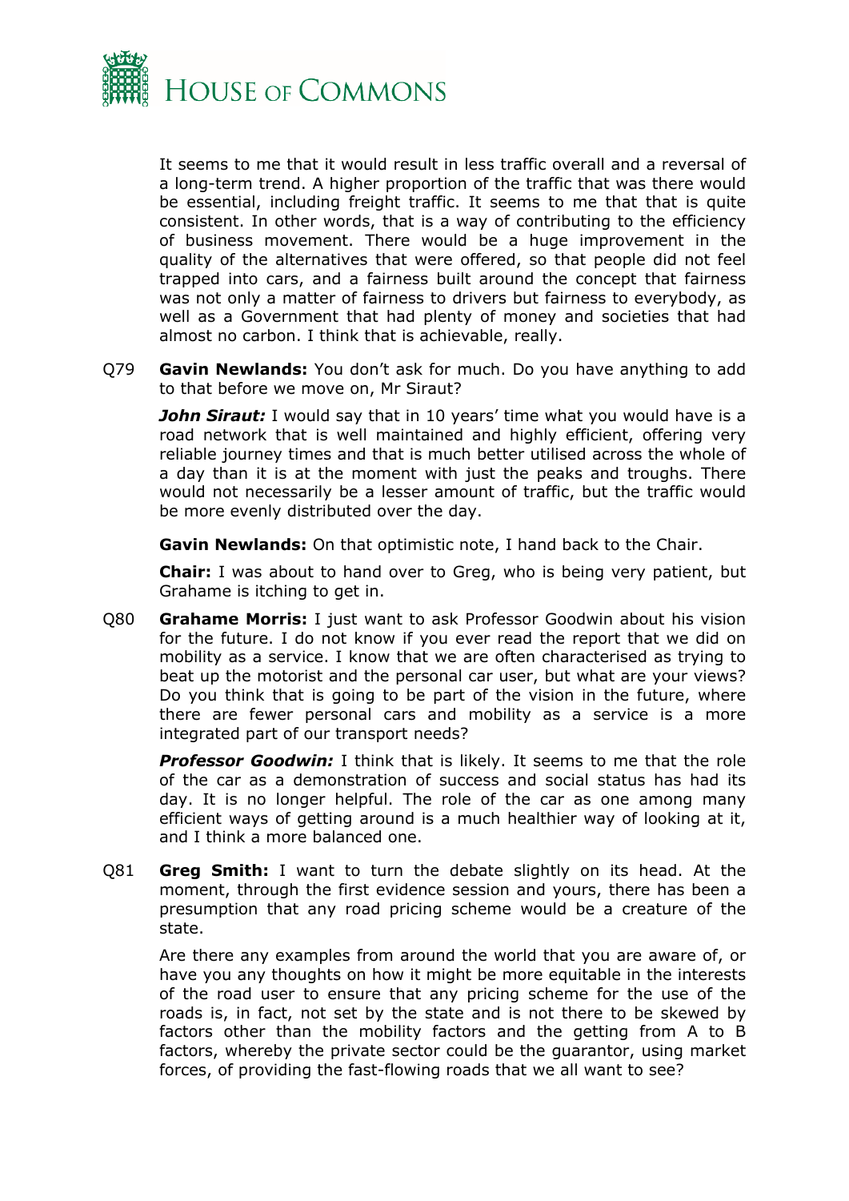It seems to me that it would result in less traffic overall and a reversal of a long-term trend. A higher proportion of the traffic that was there would be essential, including freight traffic. It seems to me that that is quite consistent. In other words, that is a way of contributing to the efficiency of business movement. There would be a huge improvement in the quality of the alternatives that were offered, so that people did not feel trapped into cars, and a fairness built around the concept that fairness was not only a matter of fairness to drivers but fairness to everybody, as well as a Government that had plenty of money and societies that had almost no carbon. I think that is achievable, really.

Q79 **Gavin Newlands:** You don't ask for much. Do you have anything to add to that before we move on, Mr Siraut?

***John Siraut:*** I would say that in 10 years' time what you would have is a road network that is well maintained and highly efficient, offering very reliable journey times and that is much better utilised across the whole of a day than it is at the moment with just the peaks and troughs. There would not necessarily be a lesser amount of traffic, but the traffic would be more evenly distributed over the day.

**Gavin Newlands:** On that optimistic note, I hand back to the Chair.

**Chair:** I was about to hand over to Greg, who is being very patient, but Grahame is itching to get in.

Q80 **Grahame Morris:** I just want to ask Professor Goodwin about his vision for the future. I do not know if you ever read the report that we did on mobility as a service. I know that we are often characterised as trying to beat up the motorist and the personal car user, but what are your views? Do you think that is going to be part of the vision in the future, where there are fewer personal cars and mobility as a service is a more integrated part of our transport needs?

***Professor Goodwin:*** I think that is likely. It seems to me that the role of the car as a demonstration of success and social status has had its day. It is no longer helpful. The role of the car as one among many efficient ways of getting around is a much healthier way of looking at it, and I think a more balanced one.

Q81 **Greg Smith:** I want to turn the debate slightly on its head. At the moment, through the first evidence session and yours, there has been a presumption that any road pricing scheme would be a creature of the state.

Are there any examples from around the world that you are aware of, or have you any thoughts on how it might be more equitable in the interests of the road user to ensure that any pricing scheme for the use of the roads is, in fact, not set by the state and is not there to be skewed by factors other than the mobility factors and the getting from A to B factors, whereby the private sector could be the guarantor, using market forces, of providing the fast-flowing roads that we all want to see?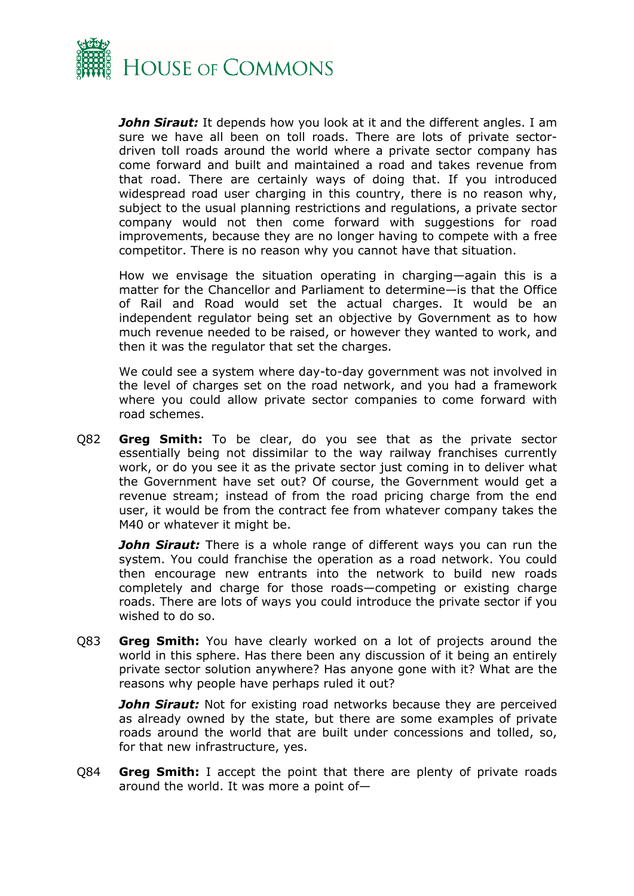***John Siraut:*** It depends how you look at it and the different angles. I am sure we have all been on toll roads. There are lots of private sector-driven toll roads around the world where a private sector company has come forward and built and maintained a road and takes revenue from that road. There are certainly ways of doing that. If you introduced widespread road user charging in this country, there is no reason why, subject to the usual planning restrictions and regulations, a private sector company would not then come forward with suggestions for road improvements, because they are no longer having to compete with a free competitor. There is no reason why you cannot have that situation.

How we envisage the situation operating in charging—again this is a matter for the Chancellor and Parliament to determine—is that the Office of Rail and Road would set the actual charges. It would be an independent regulator being set an objective by Government as to how much revenue needed to be raised, or however they wanted to work, and then it was the regulator that set the charges.

We could see a system where day-to-day government was not involved in the level of charges set on the road network, and you had a framework where you could allow private sector companies to come forward with road schemes.

Q82 **Greg Smith:** To be clear, do you see that as the private sector essentially being not dissimilar to the way railway franchises currently work, or do you see it as the private sector just coming in to deliver what the Government have set out? Of course, the Government would get a revenue stream; instead of from the road pricing charge from the end user, it would be from the contract fee from whatever company takes the M40 or whatever it might be.

***John Siraut:*** There is a whole range of different ways you can run the system. You could franchise the operation as a road network. You could then encourage new entrants into the network to build new roads completely and charge for those roads—competing or existing charge roads. There are lots of ways you could introduce the private sector if you wished to do so.

Q83 **Greg Smith:** You have clearly worked on a lot of projects around the world in this sphere. Has there been any discussion of it being an entirely private sector solution anywhere? Has anyone gone with it? What are the reasons why people have perhaps ruled it out?

***John Siraut:*** Not for existing road networks because they are perceived as already owned by the state, but there are some examples of private roads around the world that are built under concessions and tolled, so, for that new infrastructure, yes.

Q84 **Greg Smith:** I accept the point that there are plenty of private roads around the world. It was more a point of—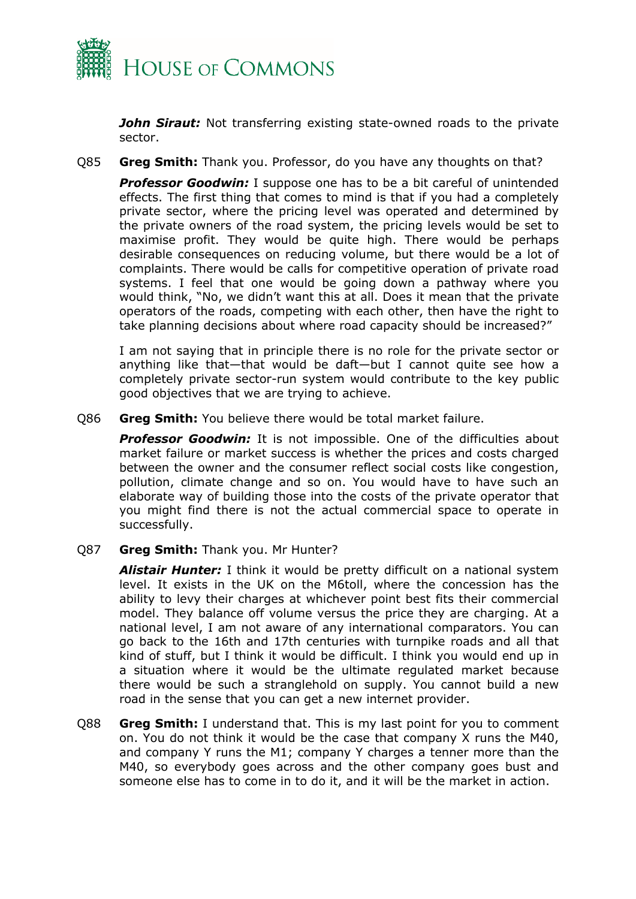***John Siraut:*** Not transferring existing state-owned roads to the private sector.

Q85 **Greg Smith:** Thank you. Professor, do you have any thoughts on that?

***Professor Goodwin:*** I suppose one has to be a bit careful of unintended effects. The first thing that comes to mind is that if you had a completely private sector, where the pricing level was operated and determined by the private owners of the road system, the pricing levels would be set to maximise profit. They would be quite high. There would be perhaps desirable consequences on reducing volume, but there would be a lot of complaints. There would be calls for competitive operation of private road systems. I feel that one would be going down a pathway where you would think, "No, we didn't want this at all. Does it mean that the private operators of the roads, competing with each other, then have the right to take planning decisions about where road capacity should be increased?"

I am not saying that in principle there is no role for the private sector or anything like that—that would be daft—but I cannot quite see how a completely private sector-run system would contribute to the key public good objectives that we are trying to achieve.

Q86 **Greg Smith:** You believe there would be total market failure.

***Professor Goodwin:*** It is not impossible. One of the difficulties about market failure or market success is whether the prices and costs charged between the owner and the consumer reflect social costs like congestion, pollution, climate change and so on. You would have to have such an elaborate way of building those into the costs of the private operator that you might find there is not the actual commercial space to operate in successfully.

Q87 **Greg Smith:** Thank you. Mr Hunter?

***Alistair Hunter:*** I think it would be pretty difficult on a national system level. It exists in the UK on the M6toll, where the concession has the ability to levy their charges at whichever point best fits their commercial model. They balance off volume versus the price they are charging. At a national level, I am not aware of any international comparators. You can go back to the 16th and 17th centuries with turnpike roads and all that kind of stuff, but I think it would be difficult. I think you would end up in a situation where it would be the ultimate regulated market because there would be such a stranglehold on supply. You cannot build a new road in the sense that you can get a new internet provider.

Q88 **Greg Smith:** I understand that. This is my last point for you to comment on. You do not think it would be the case that company X runs the M40, and company Y runs the M1; company Y charges a tenner more than the M40, so everybody goes across and the other company goes bust and someone else has to come in to do it, and it will be the market in action.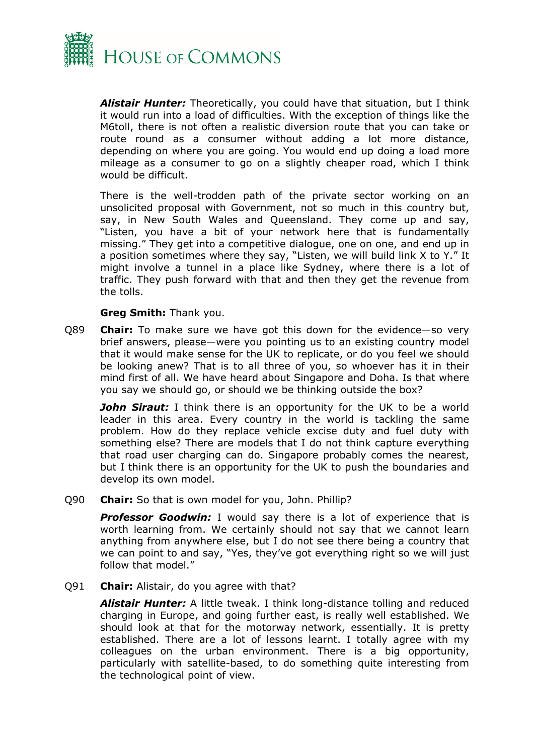***Alistair Hunter:*** Theoretically, you could have that situation, but I think it would run into a load of difficulties. With the exception of things like the M6toll, there is not often a realistic diversion route that you can take or route round as a consumer without adding a lot more distance, depending on where you are going. You would end up doing a load more mileage as a consumer to go on a slightly cheaper road, which I think would be difficult.

There is the well-trodden path of the private sector working on an unsolicited proposal with Government, not so much in this country but, say, in New South Wales and Queensland. They come up and say, "Listen, you have a bit of your network here that is fundamentally missing." They get into a competitive dialogue, one on one, and end up in a position sometimes where they say, "Listen, we will build link X to Y." It might involve a tunnel in a place like Sydney, where there is a lot of traffic. They push forward with that and then they get the revenue from the tolls.

**Greg Smith:** Thank you.

Q89 **Chair:** To make sure we have got this down for the evidence—so very brief answers, please—were you pointing us to an existing country model that it would make sense for the UK to replicate, or do you feel we should be looking anew? That is to all three of you, so whoever has it in their mind first of all. We have heard about Singapore and Doha. Is that where you say we should go, or should we be thinking outside the box?

***John Siraut:*** I think there is an opportunity for the UK to be a world leader in this area. Every country in the world is tackling the same problem. How do they replace vehicle excise duty and fuel duty with something else? There are models that I do not think capture everything that road user charging can do. Singapore probably comes the nearest, but I think there is an opportunity for the UK to push the boundaries and develop its own model.

Q90 **Chair:** So that is own model for you, John. Phillip?

***Professor Goodwin:*** I would say there is a lot of experience that is worth learning from. We certainly should not say that we cannot learn anything from anywhere else, but I do not see there being a country that we can point to and say, "Yes, they've got everything right so we will just follow that model."

Q91 **Chair:** Alistair, do you agree with that?

***Alistair Hunter:*** A little tweak. I think long-distance tolling and reduced charging in Europe, and going further east, is really well established. We should look at that for the motorway network, essentially. It is pretty established. There are a lot of lessons learnt. I totally agree with my colleagues on the urban environment. There is a big opportunity, particularly with satellite-based, to do something quite interesting from the technological point of view.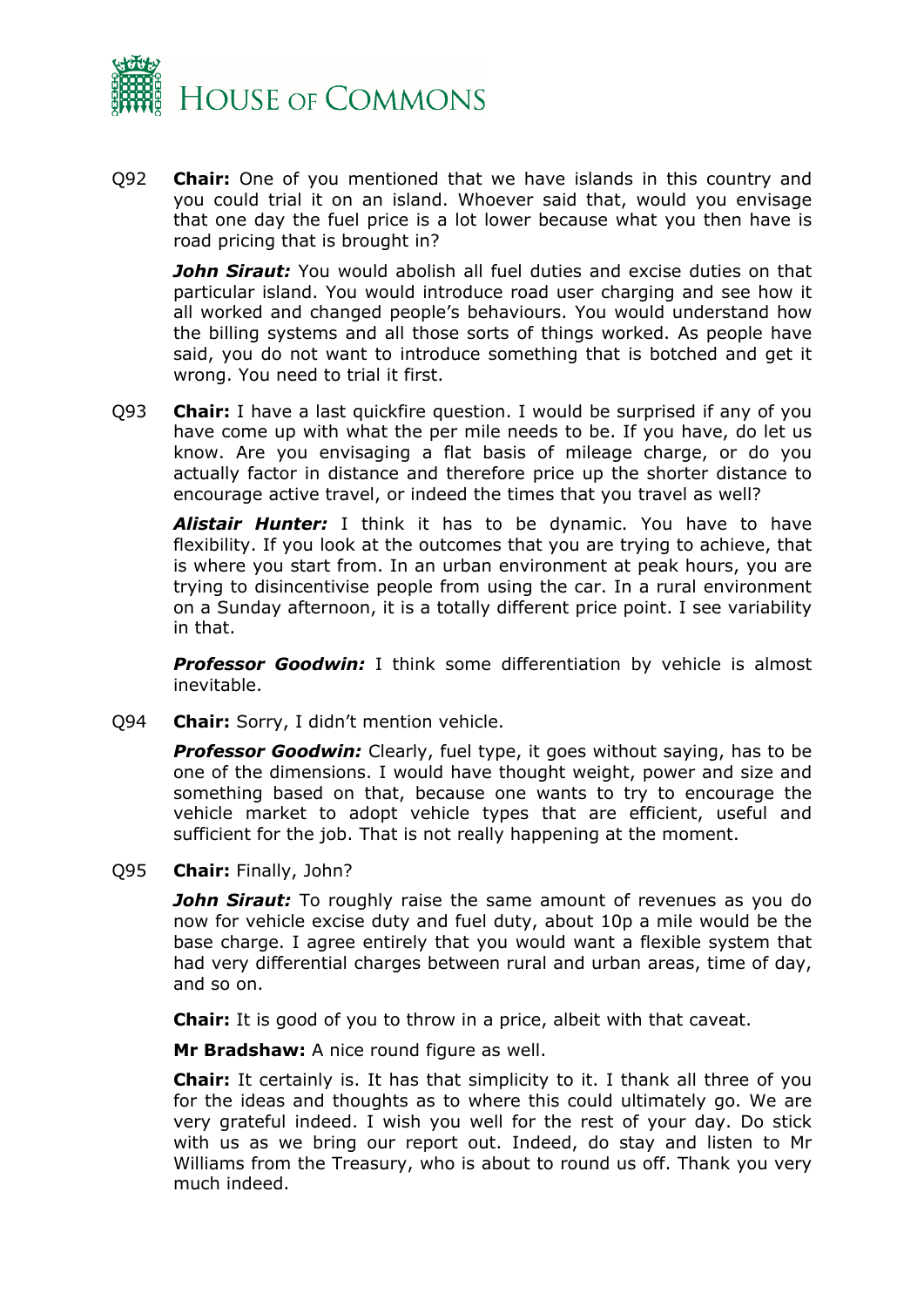Q92 **Chair:** One of you mentioned that we have islands in this country and you could trial it on an island. Whoever said that, would you envisage that one day the fuel price is a lot lower because what you then have is road pricing that is brought in?

***John Siraut:*** You would abolish all fuel duties and excise duties on that particular island. You would introduce road user charging and see how it all worked and changed people's behaviours. You would understand how the billing systems and all those sorts of things worked. As people have said, you do not want to introduce something that is botched and get it wrong. You need to trial it first.

Q93 **Chair:** I have a last quickfire question. I would be surprised if any of you have come up with what the per mile needs to be. If you have, do let us know. Are you envisaging a flat basis of mileage charge, or do you actually factor in distance and therefore price up the shorter distance to encourage active travel, or indeed the times that you travel as well?

***Alistair Hunter:*** I think it has to be dynamic. You have to have flexibility. If you look at the outcomes that you are trying to achieve, that is where you start from. In an urban environment at peak hours, you are trying to disincentivise people from using the car. In a rural environment on a Sunday afternoon, it is a totally different price point. I see variability in that.

***Professor Goodwin:*** I think some differentiation by vehicle is almost inevitable.

Q94 **Chair:** Sorry, I didn't mention vehicle.

***Professor Goodwin:*** Clearly, fuel type, it goes without saying, has to be one of the dimensions. I would have thought weight, power and size and something based on that, because one wants to try to encourage the vehicle market to adopt vehicle types that are efficient, useful and sufficient for the job. That is not really happening at the moment.

Q95 **Chair:** Finally, John?

***John Siraut:*** To roughly raise the same amount of revenues as you do now for vehicle excise duty and fuel duty, about 10p a mile would be the base charge. I agree entirely that you would want a flexible system that had very differential charges between rural and urban areas, time of day, and so on.

**Chair:** It is good of you to throw in a price, albeit with that caveat.

**Mr Bradshaw:** A nice round figure as well.

**Chair:** It certainly is. It has that simplicity to it. I thank all three of you for the ideas and thoughts as to where this could ultimately go. We are very grateful indeed. I wish you well for the rest of your day. Do stick with us as we bring our report out. Indeed, do stay and listen to Mr Williams from the Treasury, who is about to round us off. Thank you very much indeed.